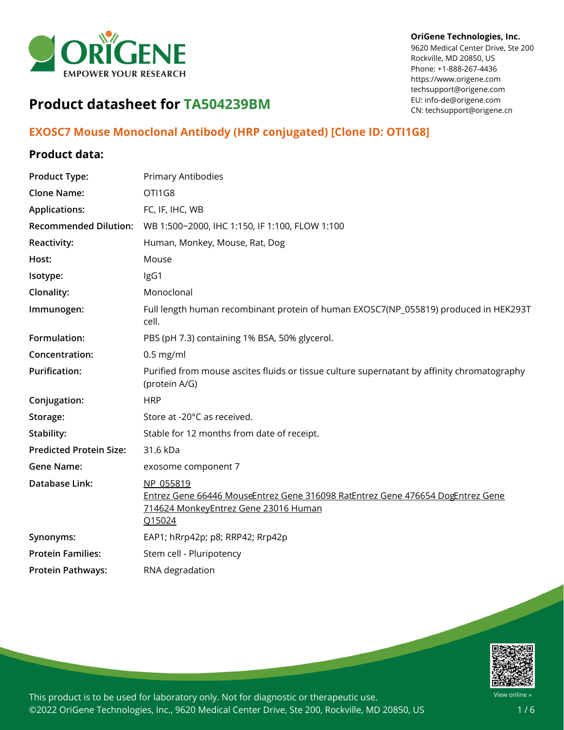OriGene Technologies, Inc.
9620 Medical Center Drive, Ste 200
Rockville, MD 20850, US
Phone: +1-888-267-4436
https://www.origene.com
techsupport@origene.com
EU: info-de@origene.com
CN: techsupport@origene.cn

# Product datasheet for TA504239BM

## EXOSC7 Mouse Monoclonal Antibody (HRP conjugated) [Clone ID: OTI1G8]

### Product data:

| | |
|---|---|
| **Product Type:** | Primary Antibodies |
| **Clone Name:** | OTI1G8 |
| **Applications:** | FC, IF, IHC, WB |
| **Recommended Dilution:** | WB 1:500~2000, IHC 1:150, IF 1:100, FLOW 1:100 |
| **Reactivity:** | Human, Monkey, Mouse, Rat, Dog |
| **Host:** | Mouse |
| **Isotype:** | IgG1 |
| **Clonality:** | Monoclonal |
| **Immunogen:** | Full length human recombinant protein of human EXOSC7(NP_055819) produced in HEK293T cell. |
| **Formulation:** | PBS (pH 7.3) containing 1% BSA, 50% glycerol. |
| **Concentration:** | 0.5 mg/ml |
| **Purification:** | Purified from mouse ascites fluids or tissue culture supernatant by affinity chromatography (protein A/G) |
| **Conjugation:** | HRP |
| **Storage:** | Store at -20°C as received. |
| **Stability:** | Stable for 12 months from date of receipt. |
| **Predicted Protein Size:** | 31.6 kDa |
| **Gene Name:** | exosome component 7 |
| **Database Link:** | NP_055819<br>Entrez Gene 66446 MouseEntrez Gene 316098 RatEntrez Gene 476654 DogEntrez Gene 714624 MonkeyEntrez Gene 23016 Human<br>Q15024 |
| **Synonyms:** | EAP1; hRrp42p; p8; RRP42; Rrp42p |
| **Protein Families:** | Stem cell - Pluripotency |
| **Protein Pathways:** | RNA degradation |

This product is to be used for laboratory only. Not for diagnostic or therapeutic use.
©2022 OriGene Technologies, Inc., 9620 Medical Center Drive, Ste 200, Rockville, MD 20850, US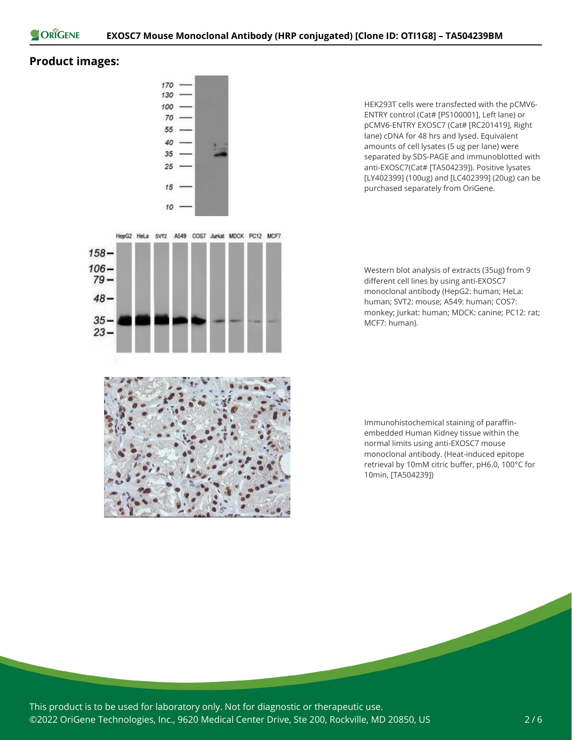## Product images:

HEK293T cells were transfected with the pCMV6-ENTRY control (Cat# [PS100001], Left lane) or pCMV6-ENTRY EXOSC7 (Cat# [RC201419], Right lane) cDNA for 48 hrs and lysed. Equivalent amounts of cell lysates (5 ug per lane) were separated by SDS-PAGE and immunoblotted with anti-EXOSC7(Cat# [TA504239]). Positive lysates [LY402399] (100ug) and [LC402399] (20ug) can be purchased separately from OriGene.

Western blot analysis of extracts (35ug) from 9 different cell lines by using anti-EXOSC7 monoclonal antibody (HepG2: human; HeLa: human; SVT2: mouse; A549: human; COS7: monkey; Jurkat: human; MDCK: canine; PC12: rat; MCF7: human).

Immunohistochemical staining of paraffin-embedded Human Kidney tissue within the normal limits using anti-EXOSC7 mouse monoclonal antibody. (Heat-induced epitope retrieval by 10mM citric buffer, pH6.0, 100°C for 10min, [TA504239])

This product is to be used for laboratory only. Not for diagnostic or therapeutic use.
©2022 OriGene Technologies, Inc., 9620 Medical Center Drive, Ste 200, Rockville, MD 20850, US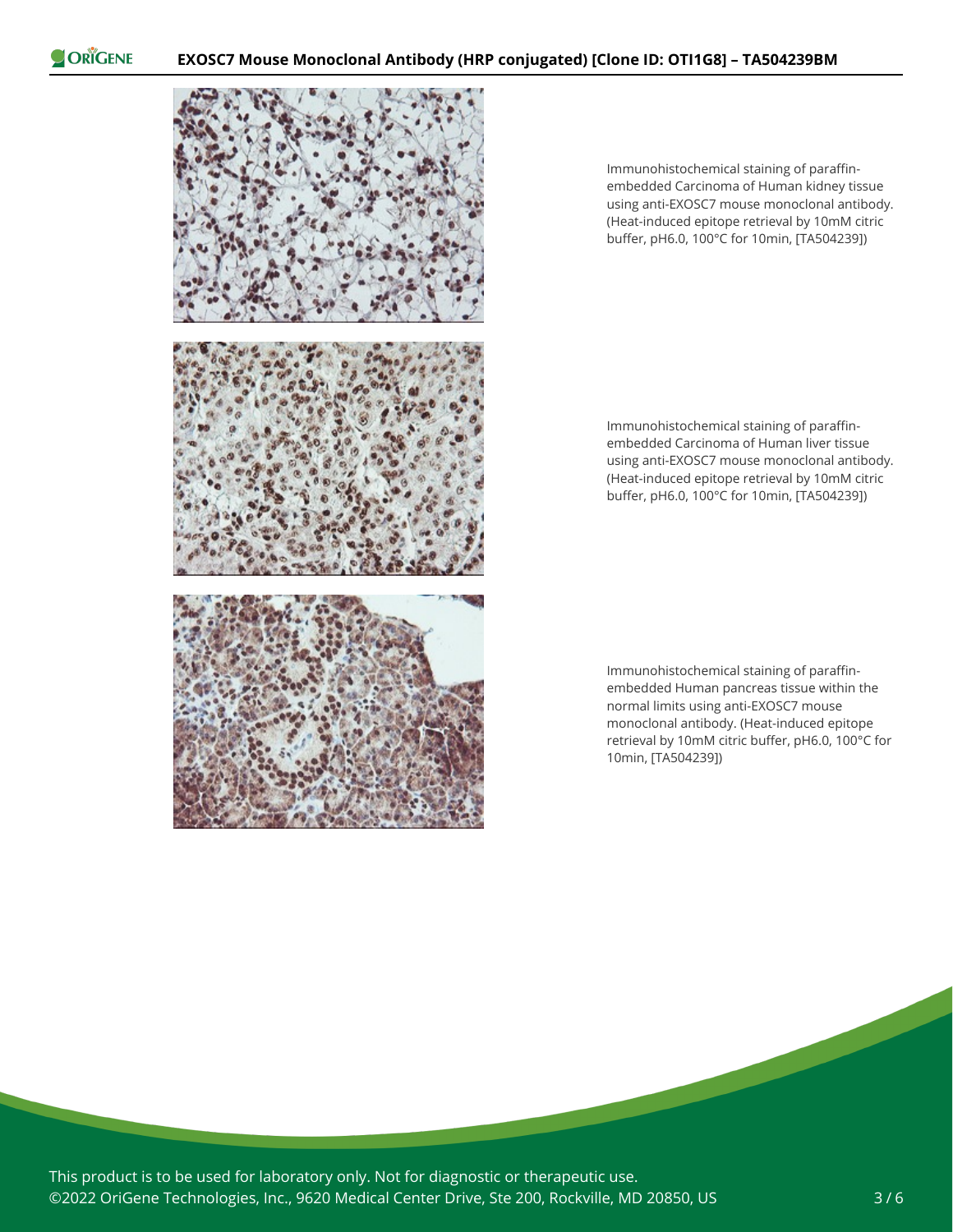Immunohistochemical staining of paraffin-embedded Carcinoma of Human kidney tissue using anti-EXOSC7 mouse monoclonal antibody. (Heat-induced epitope retrieval by 10mM citric buffer, pH6.0, 100°C for 10min, [TA504239])

Immunohistochemical staining of paraffin-embedded Carcinoma of Human liver tissue using anti-EXOSC7 mouse monoclonal antibody. (Heat-induced epitope retrieval by 10mM citric buffer, pH6.0, 100°C for 10min, [TA504239])

Immunohistochemical staining of paraffin-embedded Human pancreas tissue within the normal limits using anti-EXOSC7 mouse monoclonal antibody. (Heat-induced epitope retrieval by 10mM citric buffer, pH6.0, 100°C for 10min, [TA504239])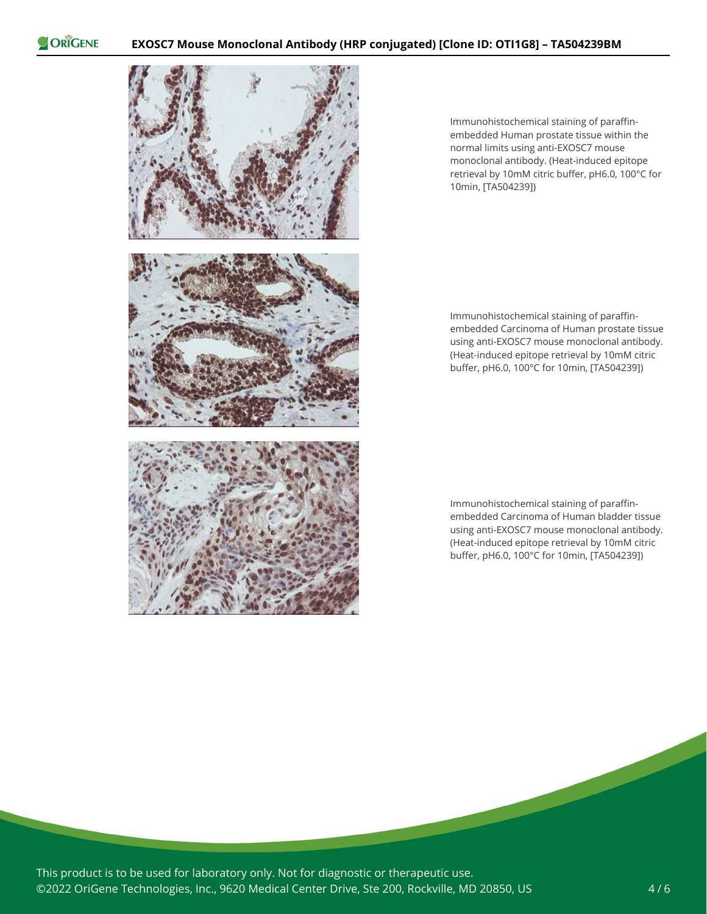Immunohistochemical staining of paraffin-embedded Human prostate tissue within the normal limits using anti-EXOSC7 mouse monoclonal antibody. (Heat-induced epitope retrieval by 10mM citric buffer, pH6.0, 100°C for 10min, [TA504239])

Immunohistochemical staining of paraffin-embedded Carcinoma of Human prostate tissue using anti-EXOSC7 mouse monoclonal antibody. (Heat-induced epitope retrieval by 10mM citric buffer, pH6.0, 100°C for 10min, [TA504239])

Immunohistochemical staining of paraffin-embedded Carcinoma of Human bladder tissue using anti-EXOSC7 mouse monoclonal antibody. (Heat-induced epitope retrieval by 10mM citric buffer, pH6.0, 100°C for 10min, [TA504239])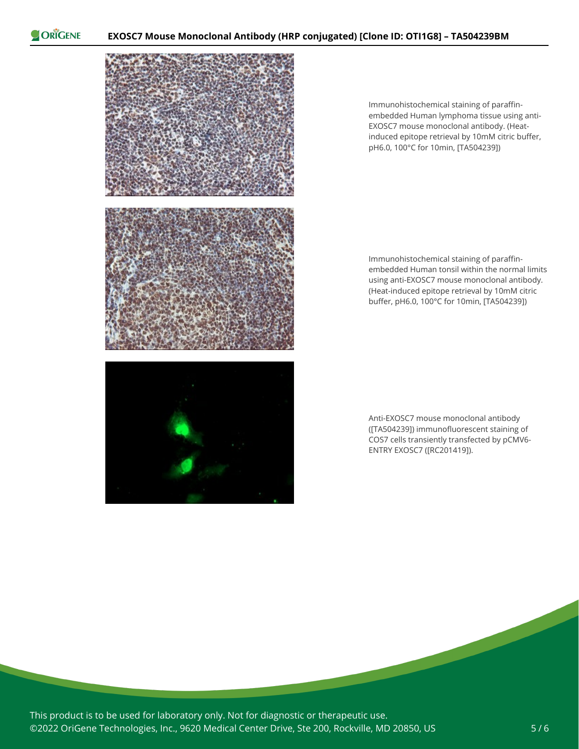Immunohistochemical staining of paraffin-embedded Human lymphoma tissue using anti-EXOSC7 mouse monoclonal antibody. (Heat-induced epitope retrieval by 10mM citric buffer, pH6.0, 100°C for 10min, [TA504239])

Immunohistochemical staining of paraffin-embedded Human tonsil within the normal limits using anti-EXOSC7 mouse monoclonal antibody. (Heat-induced epitope retrieval by 10mM citric buffer, pH6.0, 100°C for 10min, [TA504239])

Anti-EXOSC7 mouse monoclonal antibody ([TA504239]) immunofluorescent staining of COS7 cells transiently transfected by pCMV6-ENTRY EXOSC7 ([RC201419]).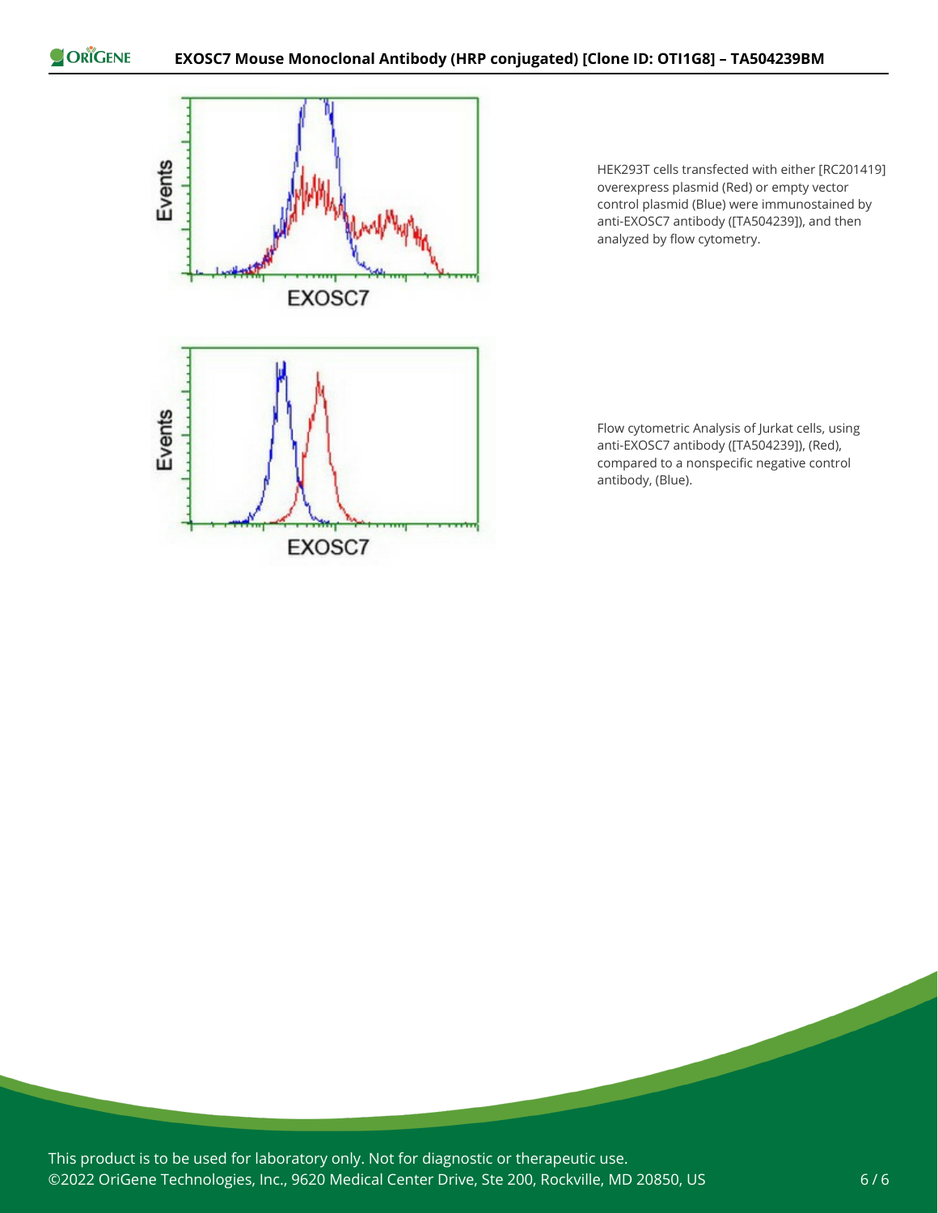Events

EXOSC7

HEK293T cells transfected with either [RC201419] overexpress plasmid (Red) or empty vector control plasmid (Blue) were immunostained by anti-EXOSC7 antibody ([TA504239]), and then analyzed by flow cytometry.

Events

EXOSC7

Flow cytometric Analysis of Jurkat cells, using anti-EXOSC7 antibody ([TA504239]), (Red), compared to a nonspecific negative control antibody, (Blue).

This product is to be used for laboratory only. Not for diagnostic or therapeutic use.
©2022 OriGene Technologies, Inc., 9620 Medical Center Drive, Ste 200, Rockville, MD 20850, US